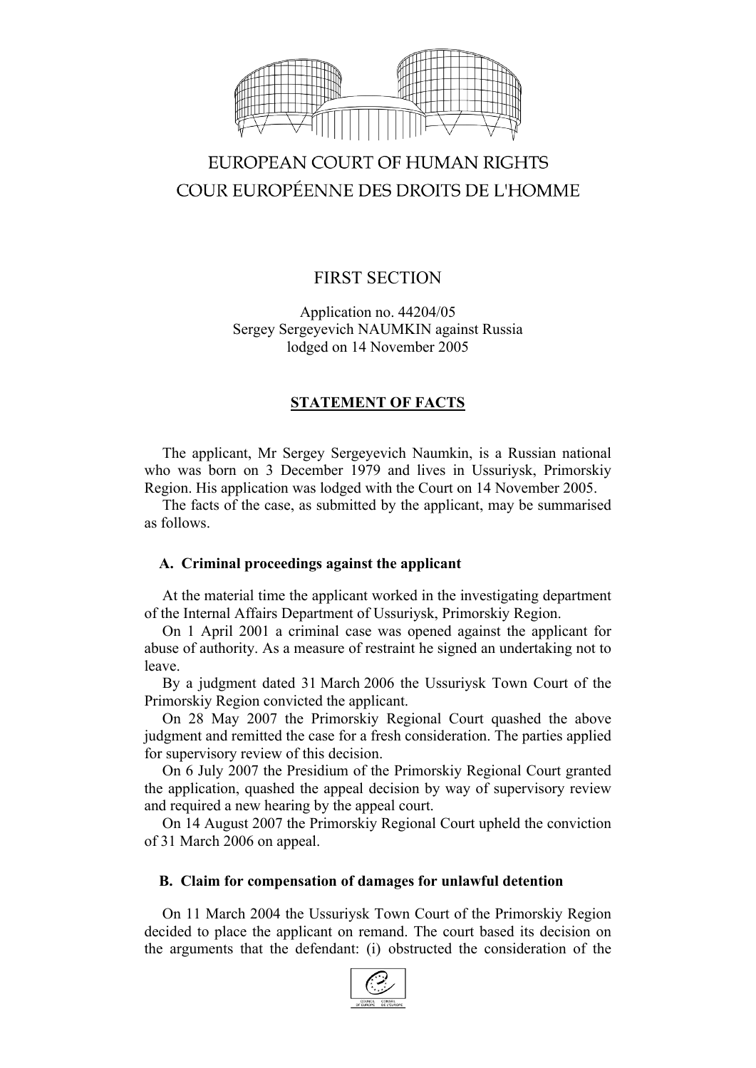# EUROPEAN COURT OF HUMAN RIGHTS
# COUR EUROPÉENNE DES DROITS DE L'HOMME

## FIRST SECTION

Application no. 44204/05
Sergey Sergeyevich NAUMKIN against Russia
lodged on 14 November 2005

## STATEMENT OF FACTS

The applicant, Mr Sergey Sergeyevich Naumkin, is a Russian national who was born on 3 December 1979 and lives in Ussuriysk, Primorskiy Region. His application was lodged with the Court on 14 November 2005.

The facts of the case, as submitted by the applicant, may be summarised as follows.

### A. Criminal proceedings against the applicant

At the material time the applicant worked in the investigating department of the Internal Affairs Department of Ussuriysk, Primorskiy Region.

On 1 April 2001 a criminal case was opened against the applicant for abuse of authority. As a measure of restraint he signed an undertaking not to leave.

By a judgment dated 31 March 2006 the Ussuriysk Town Court of the Primorskiy Region convicted the applicant.

On 28 May 2007 the Primorskiy Regional Court quashed the above judgment and remitted the case for a fresh consideration. The parties applied for supervisory review of this decision.

On 6 July 2007 the Presidium of the Primorskiy Regional Court granted the application, quashed the appeal decision by way of supervisory review and required a new hearing by the appeal court.

On 14 August 2007 the Primorskiy Regional Court upheld the conviction of 31 March 2006 on appeal.

### B. Claim for compensation of damages for unlawful detention

On 11 March 2004 the Ussuriysk Town Court of the Primorskiy Region decided to place the applicant on remand. The court based its decision on the arguments that the defendant: (i) obstructed the consideration of the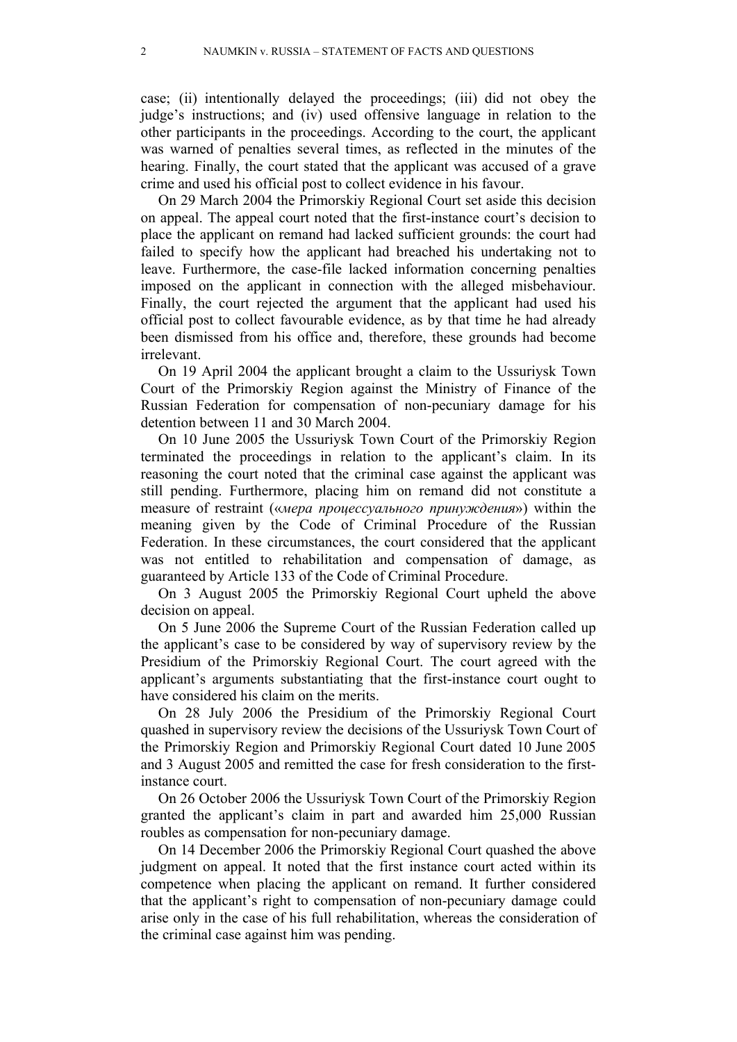case; (ii) intentionally delayed the proceedings; (iii) did not obey the judge's instructions; and (iv) used offensive language in relation to the other participants in the proceedings. According to the court, the applicant was warned of penalties several times, as reflected in the minutes of the hearing. Finally, the court stated that the applicant was accused of a grave crime and used his official post to collect evidence in his favour.

On 29 March 2004 the Primorskiy Regional Court set aside this decision on appeal. The appeal court noted that the first-instance court's decision to place the applicant on remand had lacked sufficient grounds: the court had failed to specify how the applicant had breached his undertaking not to leave. Furthermore, the case-file lacked information concerning penalties imposed on the applicant in connection with the alleged misbehaviour. Finally, the court rejected the argument that the applicant had used his official post to collect favourable evidence, as by that time he had already been dismissed from his office and, therefore, these grounds had become irrelevant.

On 19 April 2004 the applicant brought a claim to the Ussuriysk Town Court of the Primorskiy Region against the Ministry of Finance of the Russian Federation for compensation of non-pecuniary damage for his detention between 11 and 30 March 2004.

On 10 June 2005 the Ussuriysk Town Court of the Primorskiy Region terminated the proceedings in relation to the applicant's claim. In its reasoning the court noted that the criminal case against the applicant was still pending. Furthermore, placing him on remand did not constitute a measure of restraint («*мера процессуального принуждения*») within the meaning given by the Code of Criminal Procedure of the Russian Federation. In these circumstances, the court considered that the applicant was not entitled to rehabilitation and compensation of damage, as guaranteed by Article 133 of the Code of Criminal Procedure.

On 3 August 2005 the Primorskiy Regional Court upheld the above decision on appeal.

On 5 June 2006 the Supreme Court of the Russian Federation called up the applicant's case to be considered by way of supervisory review by the Presidium of the Primorskiy Regional Court. The court agreed with the applicant's arguments substantiating that the first-instance court ought to have considered his claim on the merits.

On 28 July 2006 the Presidium of the Primorskiy Regional Court quashed in supervisory review the decisions of the Ussuriysk Town Court of the Primorskiy Region and Primorskiy Regional Court dated 10 June 2005 and 3 August 2005 and remitted the case for fresh consideration to the first-instance court.

On 26 October 2006 the Ussuriysk Town Court of the Primorskiy Region granted the applicant's claim in part and awarded him 25,000 Russian roubles as compensation for non-pecuniary damage.

On 14 December 2006 the Primorskiy Regional Court quashed the above judgment on appeal. It noted that the first instance court acted within its competence when placing the applicant on remand. It further considered that the applicant's right to compensation of non-pecuniary damage could arise only in the case of his full rehabilitation, whereas the consideration of the criminal case against him was pending.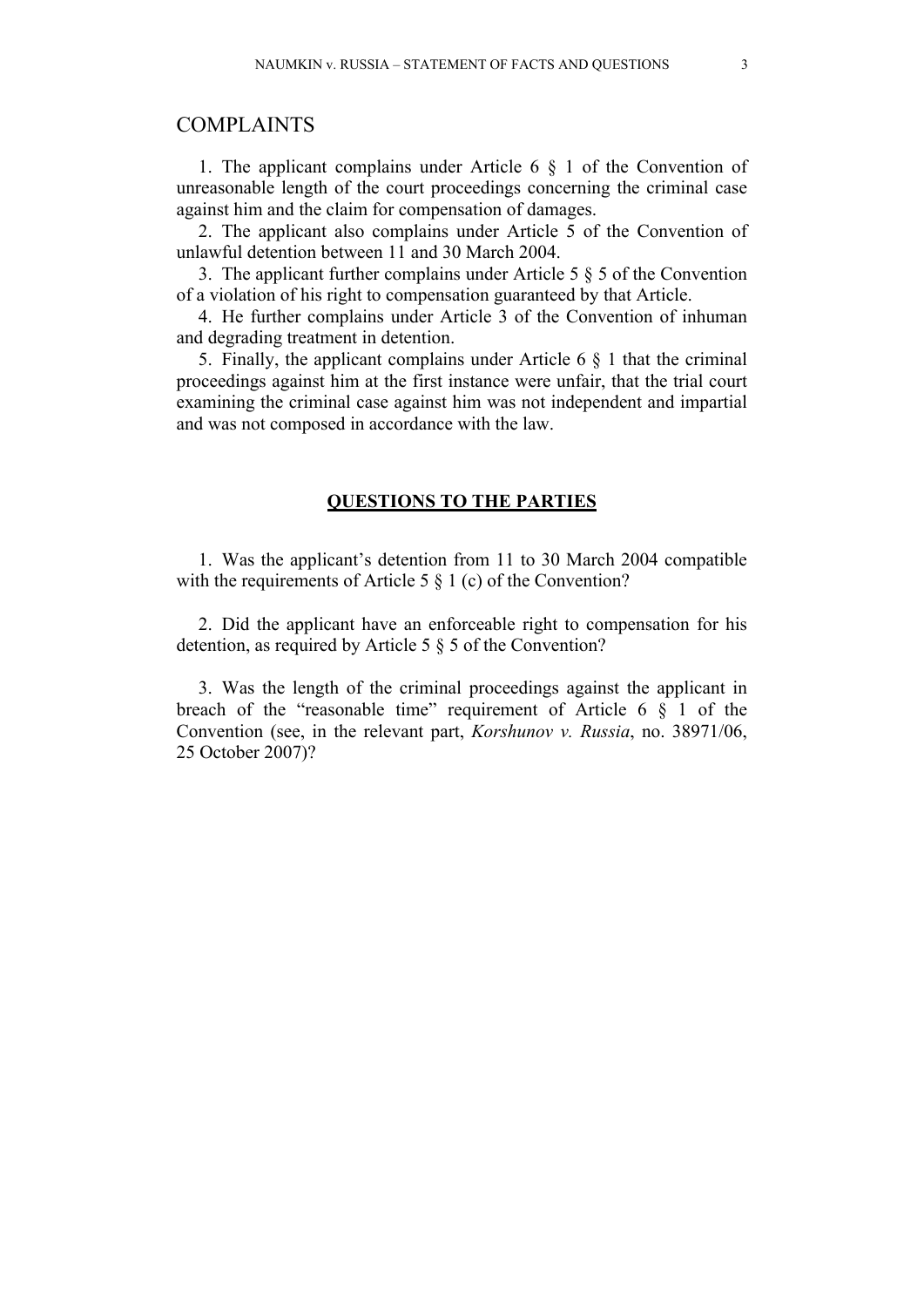## COMPLAINTS

1. The applicant complains under Article 6 § 1 of the Convention of unreasonable length of the court proceedings concerning the criminal case against him and the claim for compensation of damages.

2. The applicant also complains under Article 5 of the Convention of unlawful detention between 11 and 30 March 2004.

3. The applicant further complains under Article 5 § 5 of the Convention of a violation of his right to compensation guaranteed by that Article.

4. He further complains under Article 3 of the Convention of inhuman and degrading treatment in detention.

5. Finally, the applicant complains under Article 6 § 1 that the criminal proceedings against him at the first instance were unfair, that the trial court examining the criminal case against him was not independent and impartial and was not composed in accordance with the law.

## QUESTIONS TO THE PARTIES

1. Was the applicant's detention from 11 to 30 March 2004 compatible with the requirements of Article 5 § 1 (c) of the Convention?

2. Did the applicant have an enforceable right to compensation for his detention, as required by Article 5 § 5 of the Convention?

3. Was the length of the criminal proceedings against the applicant in breach of the "reasonable time" requirement of Article 6 § 1 of the Convention (see, in the relevant part, *Korshunov v. Russia*, no. 38971/06, 25 October 2007)?